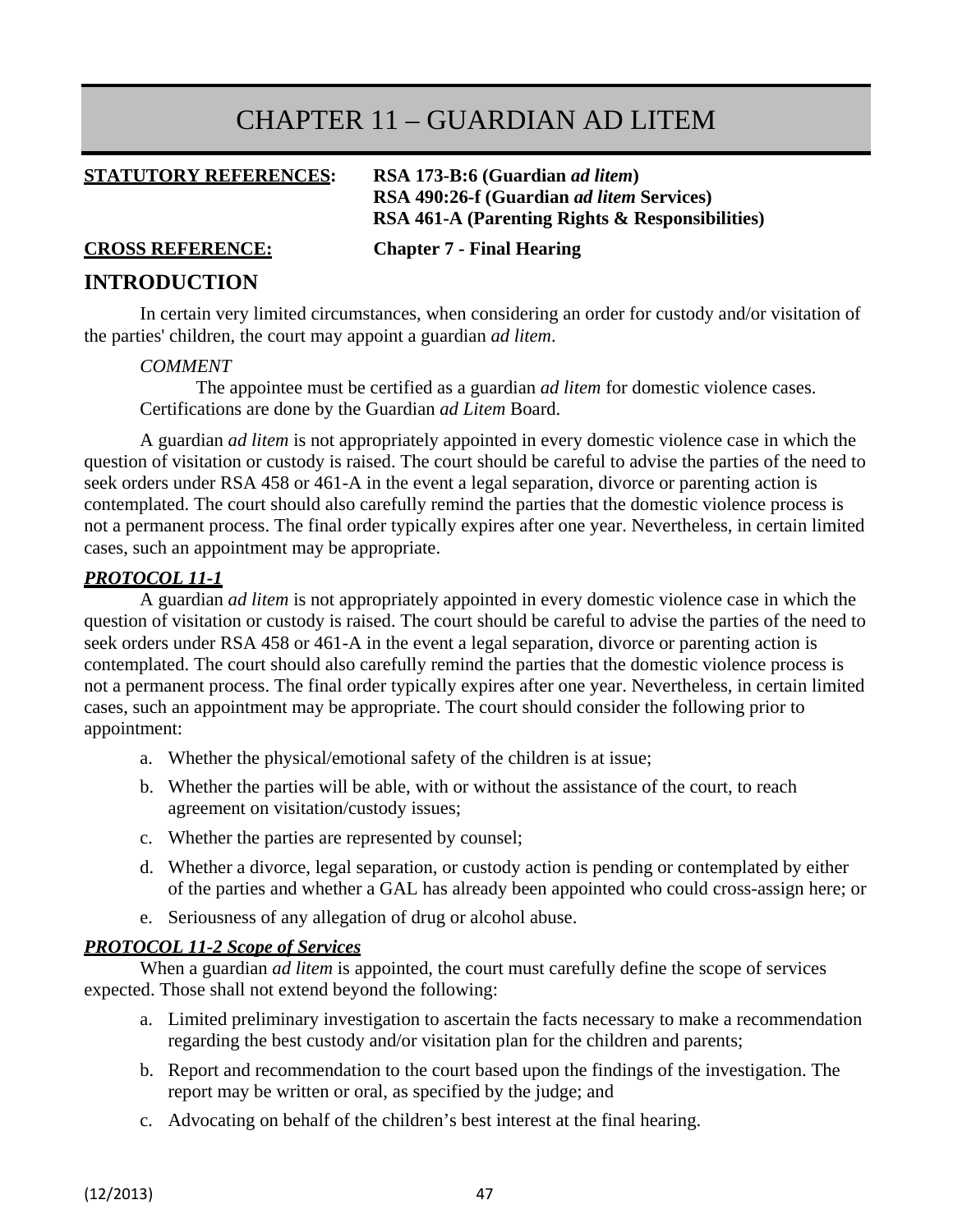# CHAPTER 11 – GUARDIAN AD LITEM

**STATUTORY REFERENCES:** **RSA 173-B:6 (Guardian *ad litem*)**
**RSA 490:26-f (Guardian *ad litem* Services)**
**RSA 461-A (Parenting Rights & Responsibilities)**

**CROSS REFERENCE:** **Chapter 7 - Final Hearing**

## INTRODUCTION

In certain very limited circumstances, when considering an order for custody and/or visitation of the parties' children, the court may appoint a guardian *ad litem*.

*COMMENT*

The appointee must be certified as a guardian *ad litem* for domestic violence cases. Certifications are done by the Guardian *ad Litem* Board.

A guardian *ad litem* is not appropriately appointed in every domestic violence case in which the question of visitation or custody is raised. The court should be careful to advise the parties of the need to seek orders under RSA 458 or 461-A in the event a legal separation, divorce or parenting action is contemplated. The court should also carefully remind the parties that the domestic violence process is not a permanent process. The final order typically expires after one year. Nevertheless, in certain limited cases, such an appointment may be appropriate.

***PROTOCOL 11-1***

A guardian *ad litem* is not appropriately appointed in every domestic violence case in which the question of visitation or custody is raised. The court should be careful to advise the parties of the need to seek orders under RSA 458 or 461-A in the event a legal separation, divorce or parenting action is contemplated. The court should also carefully remind the parties that the domestic violence process is not a permanent process. The final order typically expires after one year. Nevertheless, in certain limited cases, such an appointment may be appropriate. The court should consider the following prior to appointment:

a. Whether the physical/emotional safety of the children is at issue;

b. Whether the parties will be able, with or without the assistance of the court, to reach agreement on visitation/custody issues;

c. Whether the parties are represented by counsel;

d. Whether a divorce, legal separation, or custody action is pending or contemplated by either of the parties and whether a GAL has already been appointed who could cross-assign here; or

e. Seriousness of any allegation of drug or alcohol abuse.

***PROTOCOL 11-2 Scope of Services***

When a guardian *ad litem* is appointed, the court must carefully define the scope of services expected. Those shall not extend beyond the following:

a. Limited preliminary investigation to ascertain the facts necessary to make a recommendation regarding the best custody and/or visitation plan for the children and parents;

b. Report and recommendation to the court based upon the findings of the investigation. The report may be written or oral, as specified by the judge; and

c. Advocating on behalf of the children's best interest at the final hearing.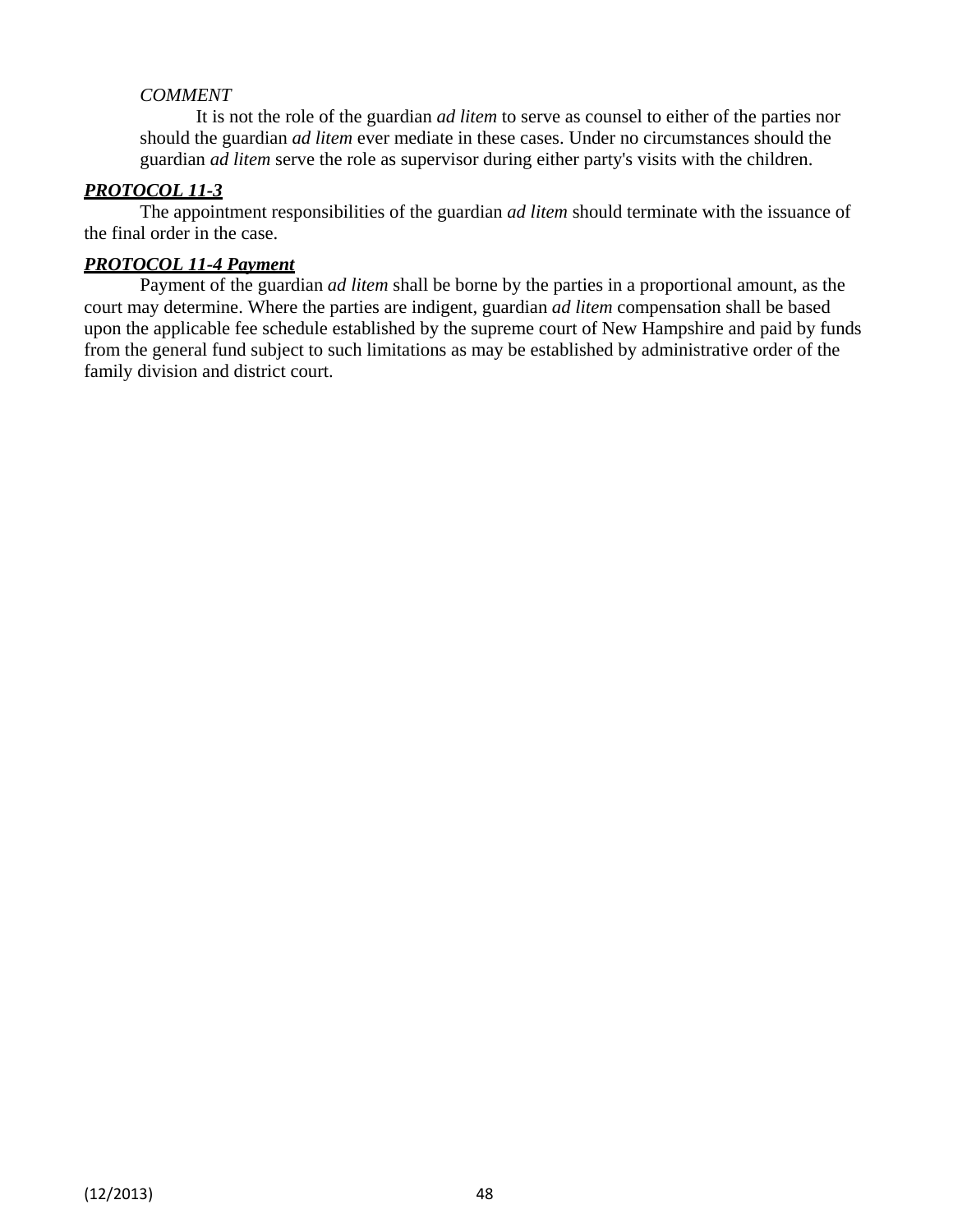*COMMENT*

It is not the role of the guardian *ad litem* to serve as counsel to either of the parties nor should the guardian *ad litem* ever mediate in these cases. Under no circumstances should the guardian *ad litem* serve the role as supervisor during either party's visits with the children.

***PROTOCOL 11-3***

The appointment responsibilities of the guardian *ad litem* should terminate with the issuance of the final order in the case.

***PROTOCOL 11-4 Payment***

Payment of the guardian *ad litem* shall be borne by the parties in a proportional amount, as the court may determine. Where the parties are indigent, guardian *ad litem* compensation shall be based upon the applicable fee schedule established by the supreme court of New Hampshire and paid by funds from the general fund subject to such limitations as may be established by administrative order of the family division and district court.